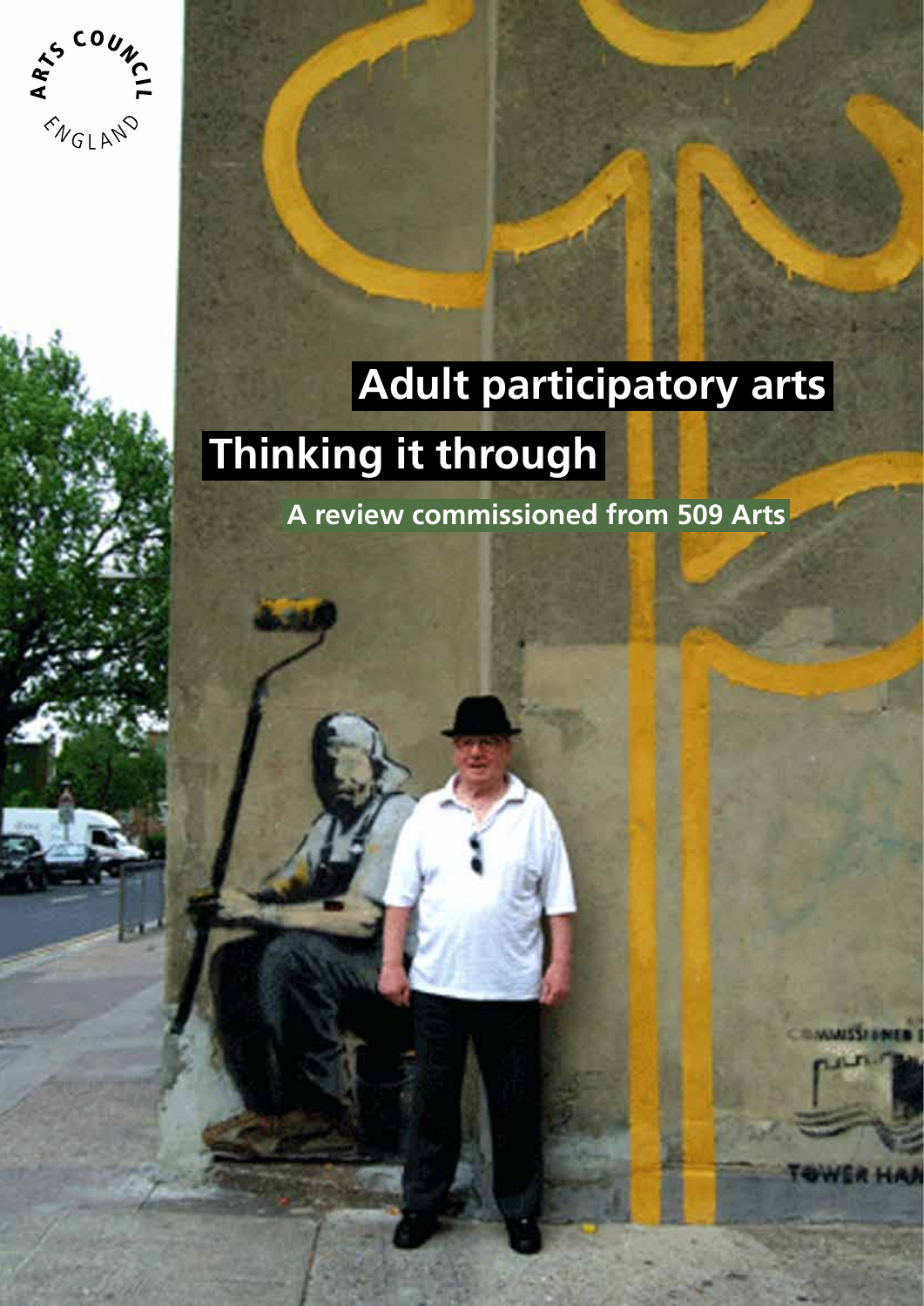ARTS COUNCIL ENGLAND

# Adult participatory arts

## Thinking it through

### A review commissioned from 509 Arts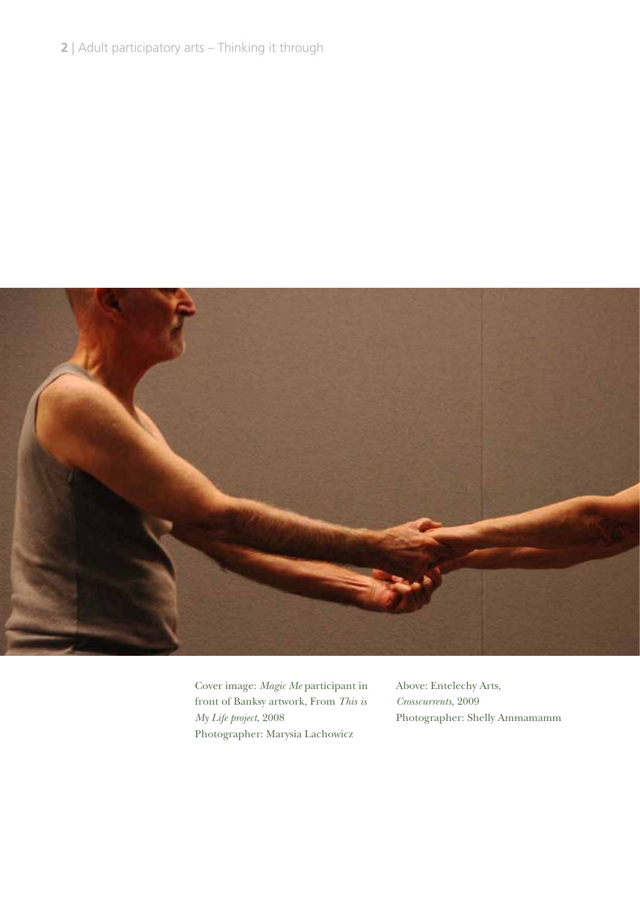Cover image: *Magic Me* participant in front of Banksy artwork, From *This is My Life project*, 2008
Photographer: Marysia Lachowicz

Above: Entelechy Arts, *Crosscurrents*, 2009
Photographer: Shelly Ammamamm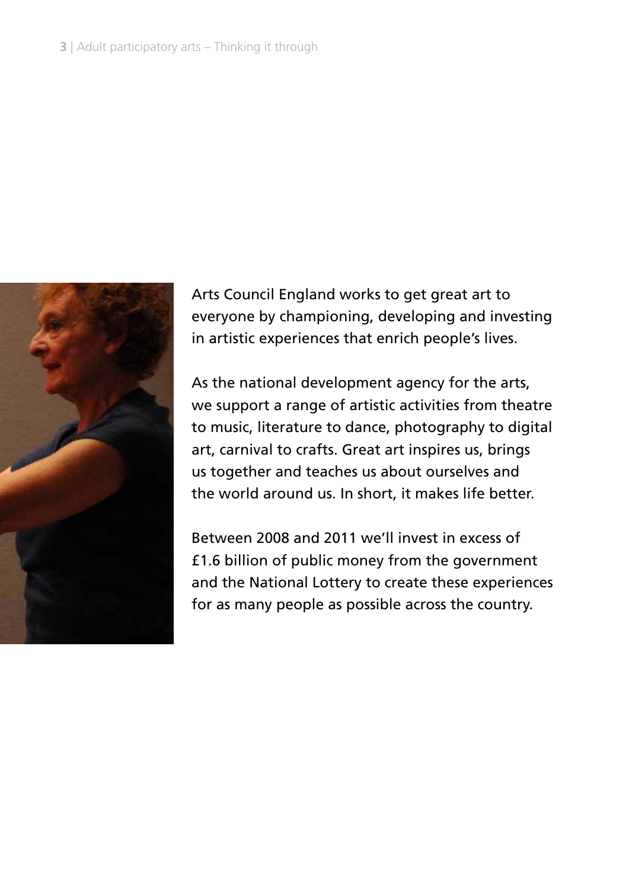Arts Council England works to get great art to everyone by championing, developing and investing in artistic experiences that enrich people's lives.

As the national development agency for the arts, we support a range of artistic activities from theatre to music, literature to dance, photography to digital art, carnival to crafts. Great art inspires us, brings us together and teaches us about ourselves and the world around us. In short, it makes life better.

Between 2008 and 2011 we'll invest in excess of £1.6 billion of public money from the government and the National Lottery to create these experiences for as many people as possible across the country.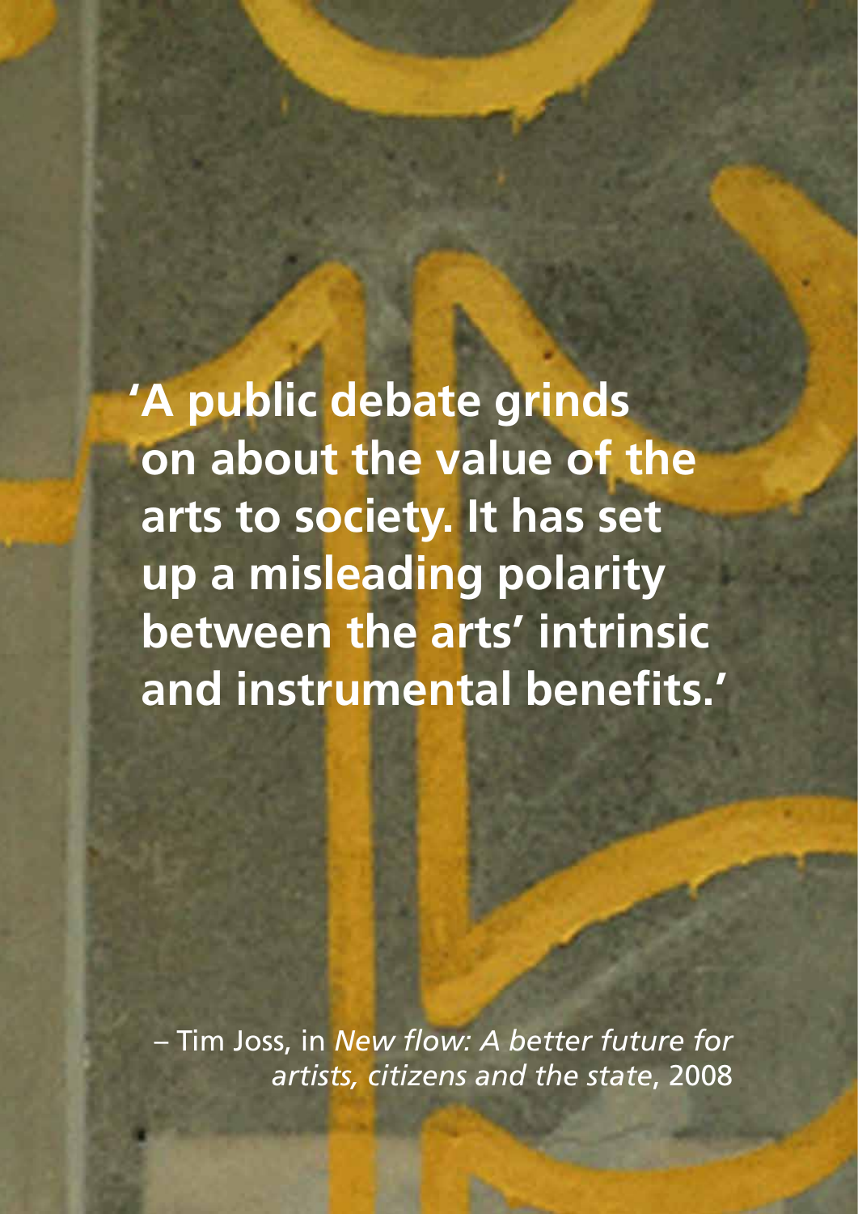**'A public debate grinds on about the value of the arts to society. It has set up a misleading polarity between the arts' intrinsic and instrumental benefits.'**

– Tim Joss, in *New flow: A better future for artists, citizens and the state*, 2008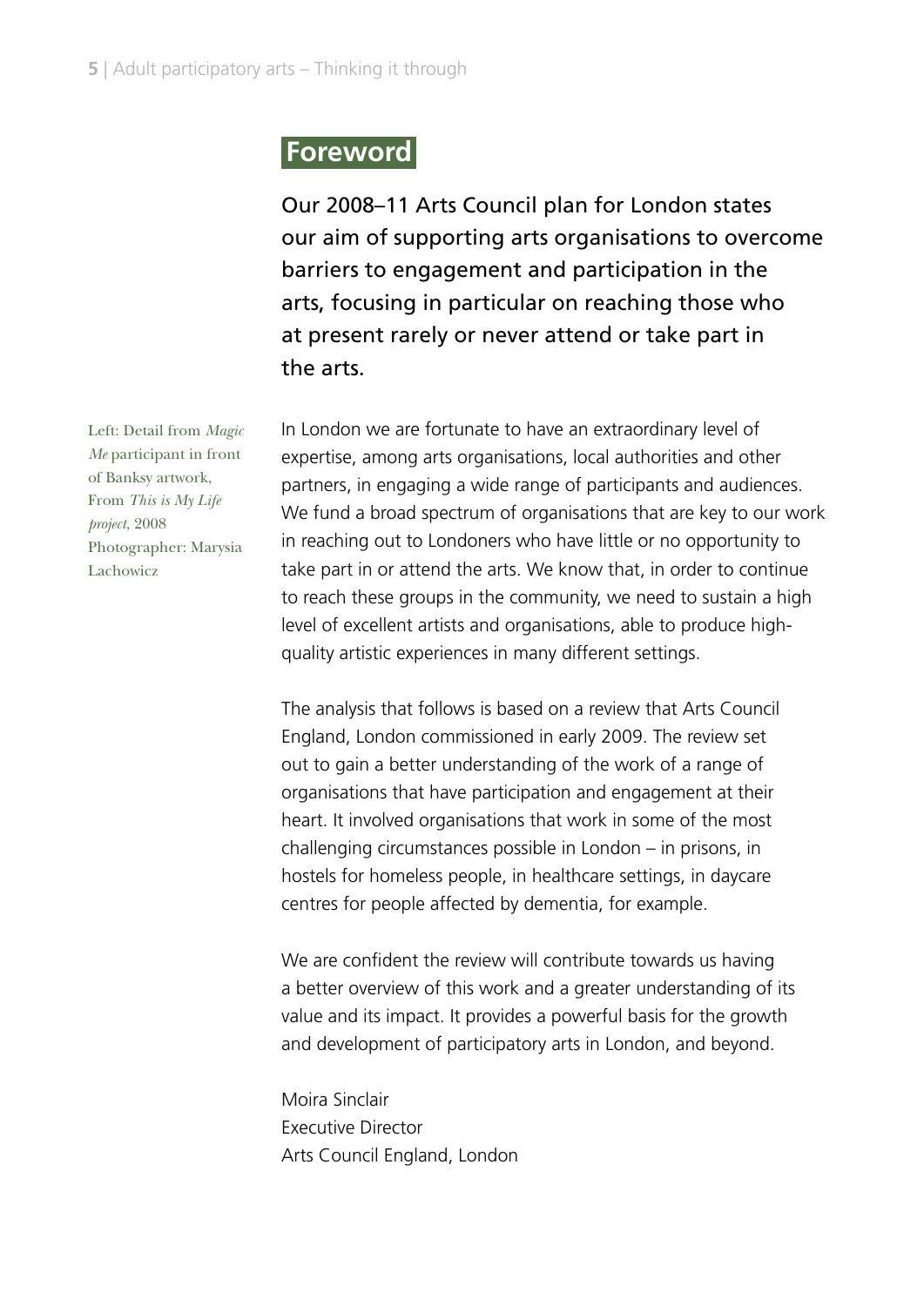## Foreword

Our 2008–11 Arts Council plan for London states our aim of supporting arts organisations to overcome barriers to engagement and participation in the arts, focusing in particular on reaching those who at present rarely or never attend or take part in the arts.

Left: Detail from *Magic Me* participant in front of Banksy artwork, From *This is My Life project*, 2008 Photographer: Marysia Lachowicz

In London we are fortunate to have an extraordinary level of expertise, among arts organisations, local authorities and other partners, in engaging a wide range of participants and audiences. We fund a broad spectrum of organisations that are key to our work in reaching out to Londoners who have little or no opportunity to take part in or attend the arts. We know that, in order to continue to reach these groups in the community, we need to sustain a high level of excellent artists and organisations, able to produce high-quality artistic experiences in many different settings.

The analysis that follows is based on a review that Arts Council England, London commissioned in early 2009. The review set out to gain a better understanding of the work of a range of organisations that have participation and engagement at their heart. It involved organisations that work in some of the most challenging circumstances possible in London – in prisons, in hostels for homeless people, in healthcare settings, in daycare centres for people affected by dementia, for example.

We are confident the review will contribute towards us having a better overview of this work and a greater understanding of its value and its impact. It provides a powerful basis for the growth and development of participatory arts in London, and beyond.

Moira Sinclair
Executive Director
Arts Council England, London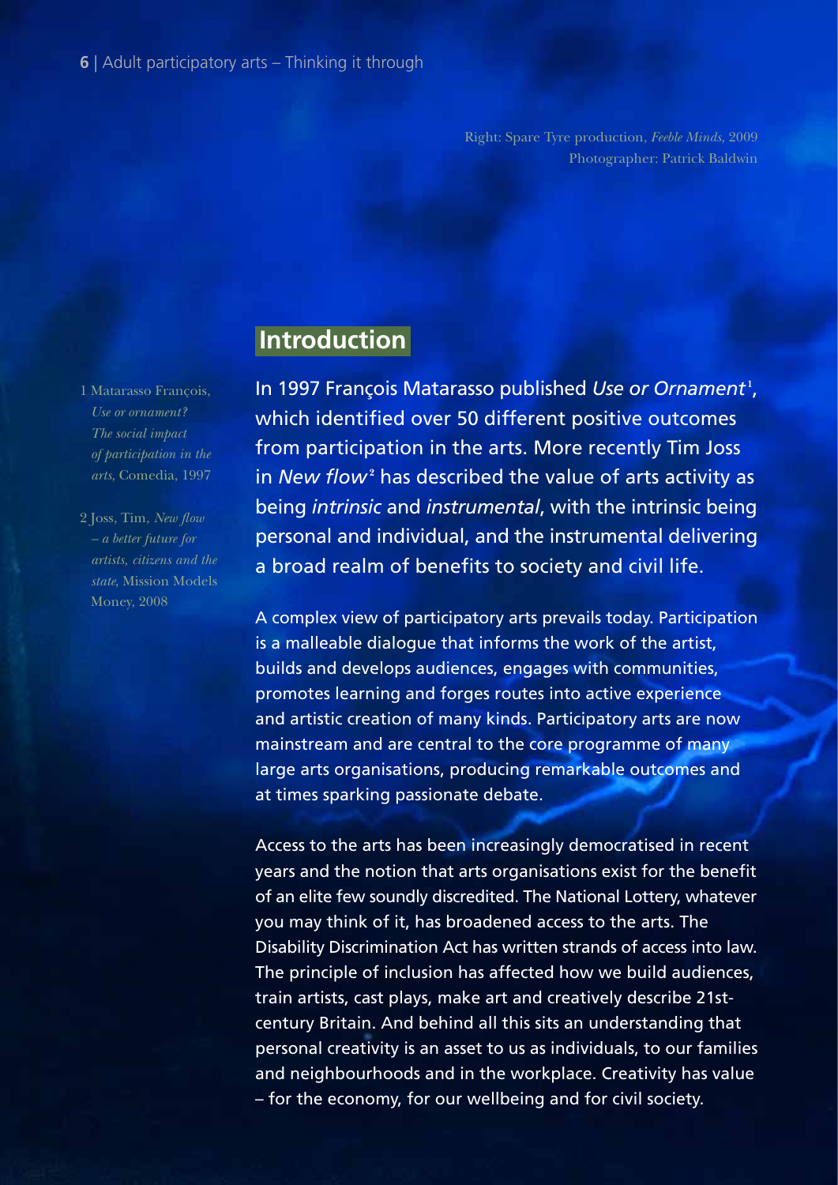Right: Spare Tyre production, *Feeble Minds*, 2009
Photographer: Patrick Baldwin

## Introduction

In 1997 François Matarasso published *Use or Ornament*[1], which identified over 50 different positive outcomes from participation in the arts. More recently Tim Joss in *New flow*[2] has described the value of arts activity as being *intrinsic* and *instrumental*, with the intrinsic being personal and individual, and the instrumental delivering a broad realm of benefits to society and civil life.

A complex view of participatory arts prevails today. Participation is a malleable dialogue that informs the work of the artist, builds and develops audiences, engages with communities, promotes learning and forges routes into active experience and artistic creation of many kinds. Participatory arts are now mainstream and are central to the core programme of many large arts organisations, producing remarkable outcomes and at times sparking passionate debate.

Access to the arts has been increasingly democratised in recent years and the notion that arts organisations exist for the benefit of an elite few soundly discredited. The National Lottery, whatever you may think of it, has broadened access to the arts. The Disability Discrimination Act has written strands of access into law. The principle of inclusion has affected how we build audiences, train artists, cast plays, make art and creatively describe 21st-century Britain. And behind all this sits an understanding that personal creativity is an asset to us as individuals, to our families and neighbourhoods and in the workplace. Creativity has value – for the economy, for our wellbeing and for civil society.

1 Matarasso François, *Use or ornament? The social impact of participation in the arts*, Comedia, 1997

2 Joss, Tim, *New flow – a better future for artists, citizens and the state*, Mission Models Money, 2008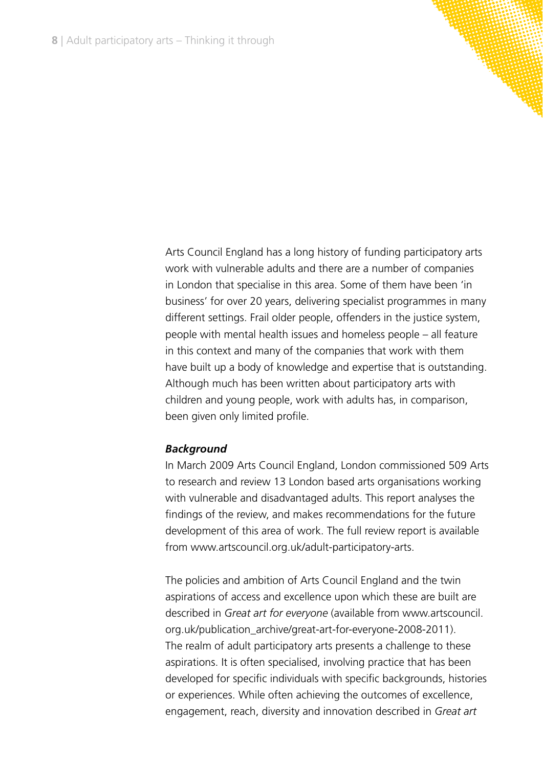Arts Council England has a long history of funding participatory arts work with vulnerable adults and there are a number of companies in London that specialise in this area. Some of them have been 'in business' for over 20 years, delivering specialist programmes in many different settings. Frail older people, offenders in the justice system, people with mental health issues and homeless people – all feature in this context and many of the companies that work with them have built up a body of knowledge and expertise that is outstanding. Although much has been written about participatory arts with children and young people, work with adults has, in comparison, been given only limited profile.

***Background***

In March 2009 Arts Council England, London commissioned 509 Arts to research and review 13 London based arts organisations working with vulnerable and disadvantaged adults. This report analyses the findings of the review, and makes recommendations for the future development of this area of work. The full review report is available from www.artscouncil.org.uk/adult-participatory-arts.

The policies and ambition of Arts Council England and the twin aspirations of access and excellence upon which these are built are described in *Great art for everyone* (available from www.artscouncil.org.uk/publication_archive/great-art-for-everyone-2008-2011). The realm of adult participatory arts presents a challenge to these aspirations. It is often specialised, involving practice that has been developed for specific individuals with specific backgrounds, histories or experiences. While often achieving the outcomes of excellence, engagement, reach, diversity and innovation described in *Great art*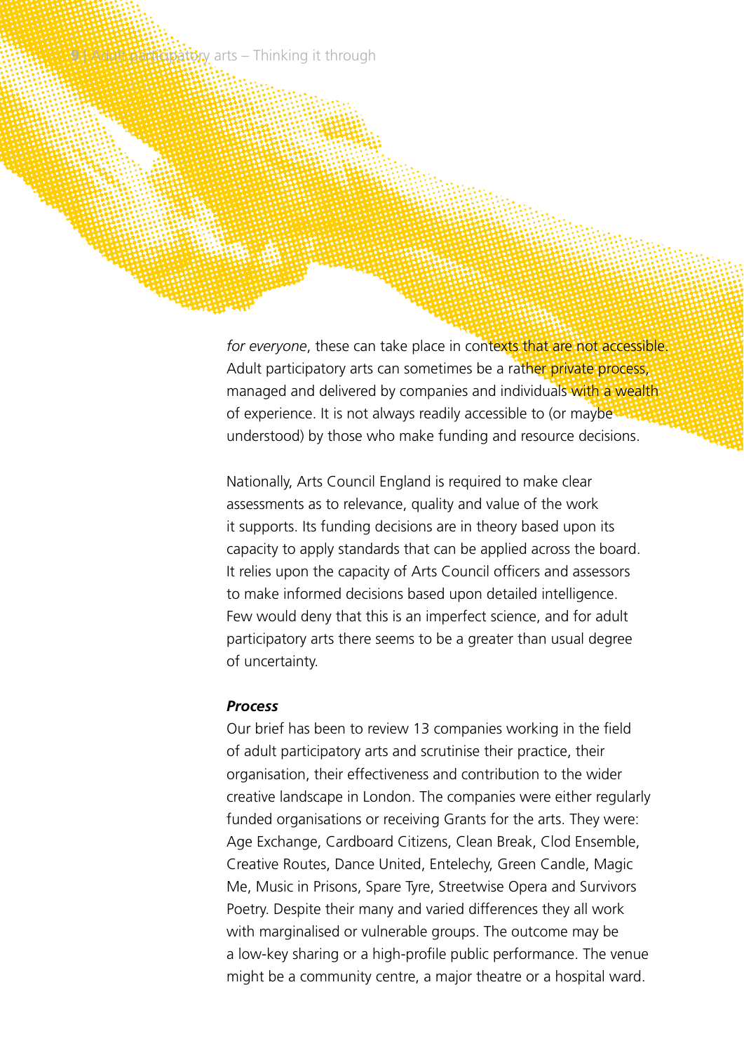*for everyone*, these can take place in contexts that are not accessible. Adult participatory arts can sometimes be a rather private process, managed and delivered by companies and individuals with a wealth of experience. It is not always readily accessible to (or maybe understood) by those who make funding and resource decisions.

Nationally, Arts Council England is required to make clear assessments as to relevance, quality and value of the work it supports. Its funding decisions are in theory based upon its capacity to apply standards that can be applied across the board. It relies upon the capacity of Arts Council officers and assessors to make informed decisions based upon detailed intelligence. Few would deny that this is an imperfect science, and for adult participatory arts there seems to be a greater than usual degree of uncertainty.

***Process***

Our brief has been to review 13 companies working in the field of adult participatory arts and scrutinise their practice, their organisation, their effectiveness and contribution to the wider creative landscape in London. The companies were either regularly funded organisations or receiving Grants for the arts. They were: Age Exchange, Cardboard Citizens, Clean Break, Clod Ensemble, Creative Routes, Dance United, Entelechy, Green Candle, Magic Me, Music in Prisons, Spare Tyre, Streetwise Opera and Survivors Poetry. Despite their many and varied differences they all work with marginalised or vulnerable groups. The outcome may be a low-key sharing or a high-profile public performance. The venue might be a community centre, a major theatre or a hospital ward.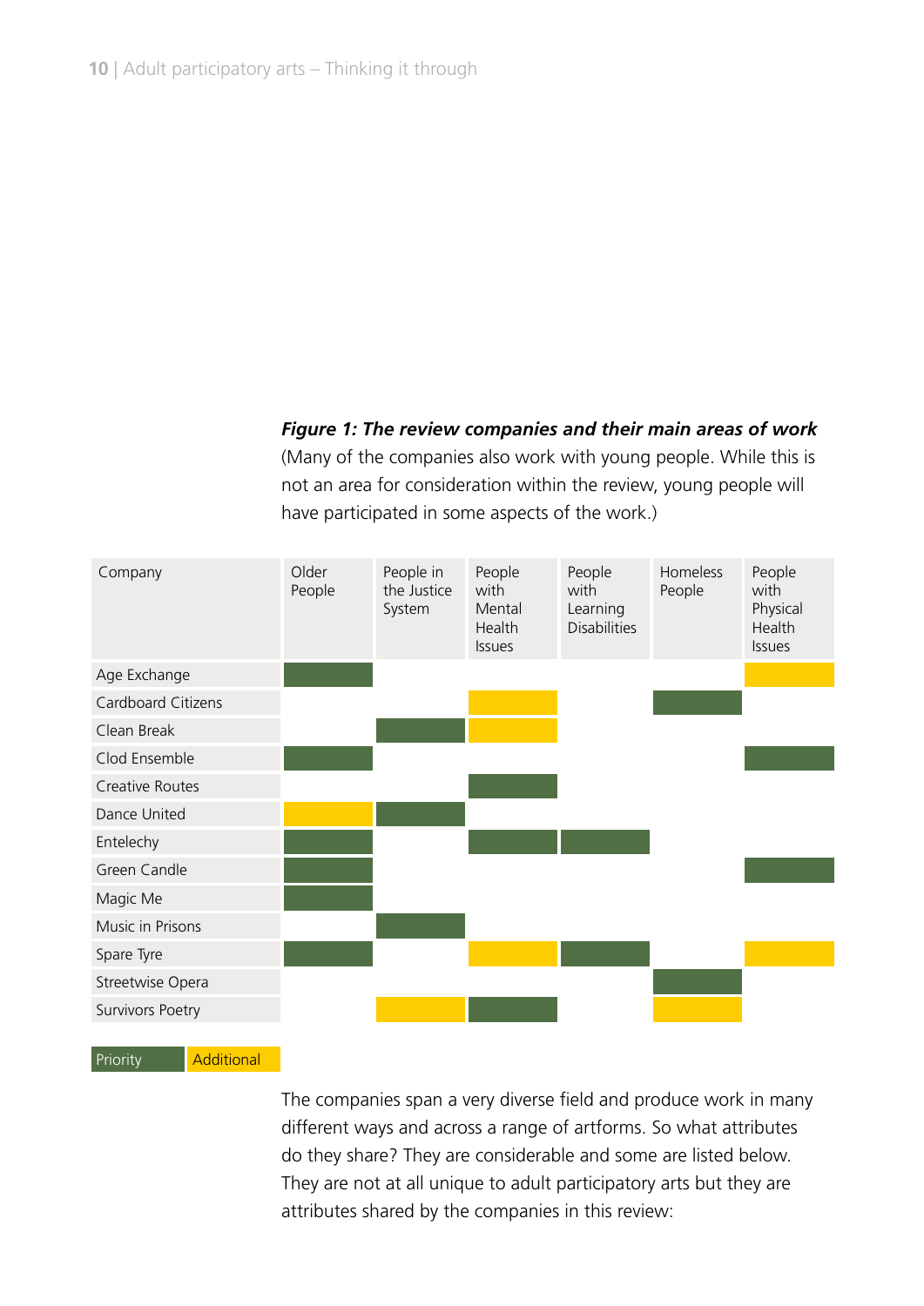***Figure 1: The review companies and their main areas of work***
(Many of the companies also work with young people. While this is not an area for consideration within the review, young people will have participated in some aspects of the work.)

| Company | Older People | People in the Justice System | People with Mental Health Issues | People with Learning Disabilities | Homeless People | People with Physical Health Issues |
|---|---|---|---|---|---|---|
| Age Exchange | Priority | | | | | Additional |
| Cardboard Citizens | | | Additional | | Priority | |
| Clean Break | | Priority | Additional | | | |
| Clod Ensemble | Priority | | | | | Priority |
| Creative Routes | | | Priority | | | |
| Dance United | Additional | Priority | | | | |
| Entelechy | Priority | | Priority | Priority | | |
| Green Candle | Priority | | | | | Priority |
| Magic Me | Priority | | | | | |
| Music in Prisons | | Priority | | | | |
| Spare Tyre | Priority | | Additional | Priority | | Additional |
| Streetwise Opera | | | | | Priority | |
| Survivors Poetry | | Additional | Priority | | Additional | |

Priority | Additional

The companies span a very diverse field and produce work in many different ways and across a range of artforms. So what attributes do they share? They are considerable and some are listed below. They are not at all unique to adult participatory arts but they are attributes shared by the companies in this review: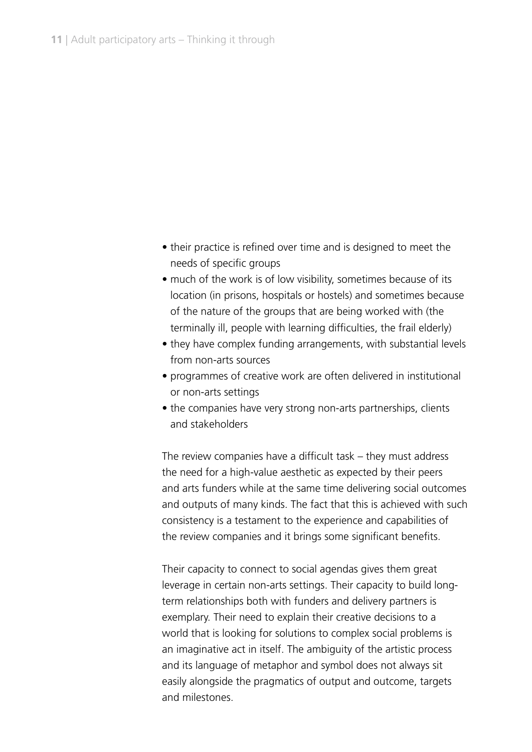- their practice is refined over time and is designed to meet the needs of specific groups
- much of the work is of low visibility, sometimes because of its location (in prisons, hospitals or hostels) and sometimes because of the nature of the groups that are being worked with (the terminally ill, people with learning difficulties, the frail elderly)
- they have complex funding arrangements, with substantial levels from non-arts sources
- programmes of creative work are often delivered in institutional or non-arts settings
- the companies have very strong non-arts partnerships, clients and stakeholders

The review companies have a difficult task – they must address the need for a high-value aesthetic as expected by their peers and arts funders while at the same time delivering social outcomes and outputs of many kinds. The fact that this is achieved with such consistency is a testament to the experience and capabilities of the review companies and it brings some significant benefits.

Their capacity to connect to social agendas gives them great leverage in certain non-arts settings. Their capacity to build long-term relationships both with funders and delivery partners is exemplary. Their need to explain their creative decisions to a world that is looking for solutions to complex social problems is an imaginative act in itself. The ambiguity of the artistic process and its language of metaphor and symbol does not always sit easily alongside the pragmatics of output and outcome, targets and milestones.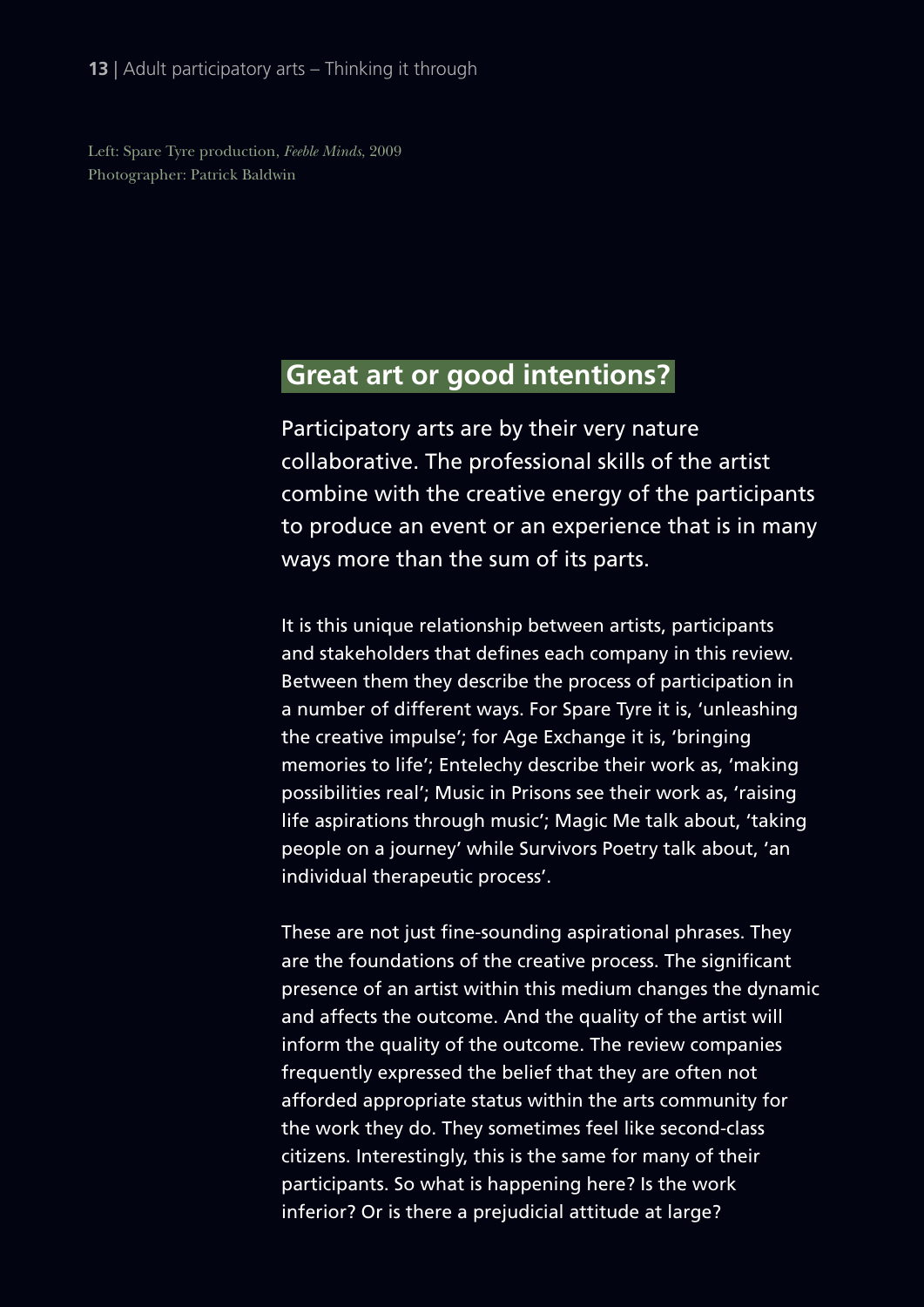Left: Spare Tyre production, *Feeble Minds*, 2009
Photographer: Patrick Baldwin

## Great art or good intentions?

Participatory arts are by their very nature collaborative. The professional skills of the artist combine with the creative energy of the participants to produce an event or an experience that is in many ways more than the sum of its parts.

It is this unique relationship between artists, participants and stakeholders that defines each company in this review. Between them they describe the process of participation in a number of different ways. For Spare Tyre it is, 'unleashing the creative impulse'; for Age Exchange it is, 'bringing memories to life'; Entelechy describe their work as, 'making possibilities real'; Music in Prisons see their work as, 'raising life aspirations through music'; Magic Me talk about, 'taking people on a journey' while Survivors Poetry talk about, 'an individual therapeutic process'.

These are not just fine-sounding aspirational phrases. They are the foundations of the creative process. The significant presence of an artist within this medium changes the dynamic and affects the outcome. And the quality of the artist will inform the quality of the outcome. The review companies frequently expressed the belief that they are often not afforded appropriate status within the arts community for the work they do. They sometimes feel like second-class citizens. Interestingly, this is the same for many of their participants. So what is happening here? Is the work inferior? Or is there a prejudicial attitude at large?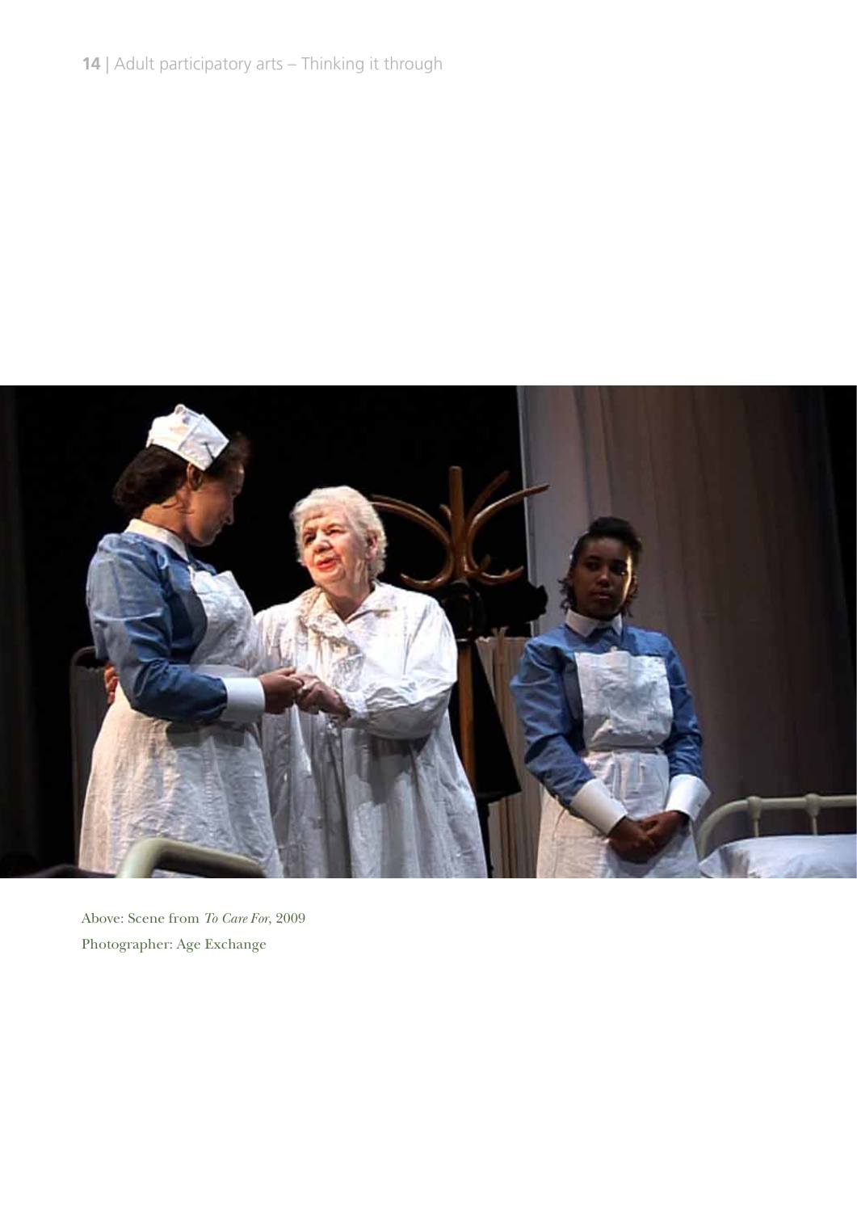Above: Scene from *To Care For*, 2009

Photographer: Age Exchange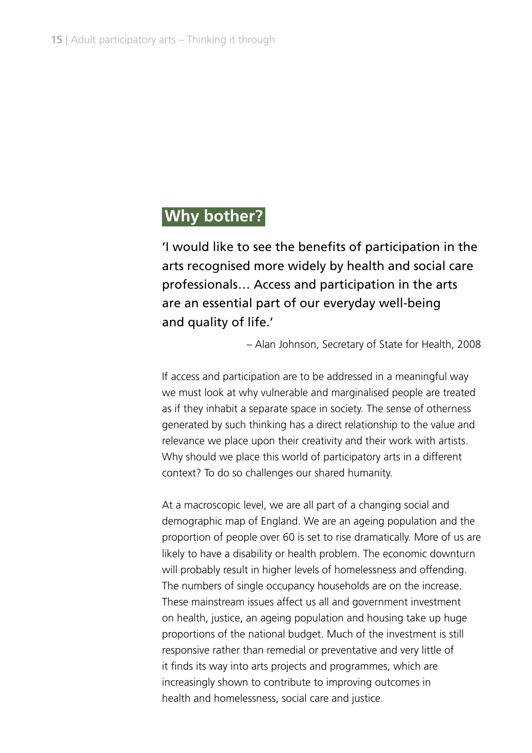## Why bother?

'I would like to see the benefits of participation in the arts recognised more widely by health and social care professionals… Access and participation in the arts are an essential part of our everyday well-being and quality of life.'

– Alan Johnson, Secretary of State for Health, 2008

If access and participation are to be addressed in a meaningful way we must look at why vulnerable and marginalised people are treated as if they inhabit a separate space in society. The sense of otherness generated by such thinking has a direct relationship to the value and relevance we place upon their creativity and their work with artists. Why should we place this world of participatory arts in a different context? To do so challenges our shared humanity.

At a macroscopic level, we are all part of a changing social and demographic map of England. We are an ageing population and the proportion of people over 60 is set to rise dramatically. More of us are likely to have a disability or health problem. The economic downturn will probably result in higher levels of homelessness and offending. The numbers of single occupancy households are on the increase. These mainstream issues affect us all and government investment on health, justice, an ageing population and housing take up huge proportions of the national budget. Much of the investment is still responsive rather than remedial or preventative and very little of it finds its way into arts projects and programmes, which are increasingly shown to contribute to improving outcomes in health and homelessness, social care and justice.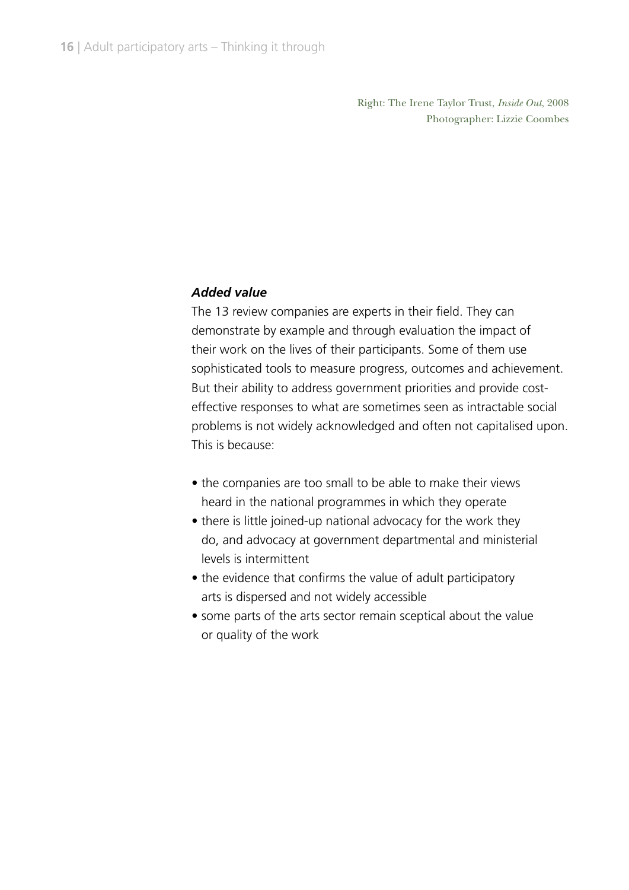Right: The Irene Taylor Trust, *Inside Out*, 2008
Photographer: Lizzie Coombes

### *Added value*

The 13 review companies are experts in their field. They can demonstrate by example and through evaluation the impact of their work on the lives of their participants. Some of them use sophisticated tools to measure progress, outcomes and achievement. But their ability to address government priorities and provide cost-effective responses to what are sometimes seen as intractable social problems is not widely acknowledged and often not capitalised upon. This is because:

- the companies are too small to be able to make their views heard in the national programmes in which they operate
- there is little joined-up national advocacy for the work they do, and advocacy at government departmental and ministerial levels is intermittent
- the evidence that confirms the value of adult participatory arts is dispersed and not widely accessible
- some parts of the arts sector remain sceptical about the value or quality of the work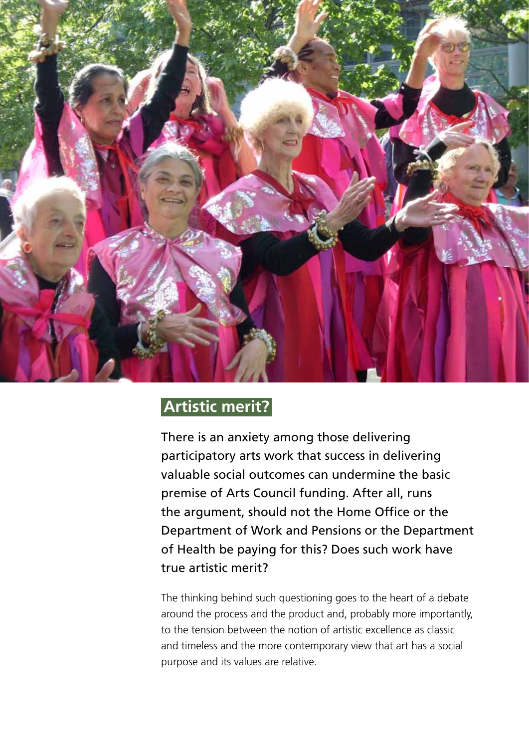## Artistic merit?

There is an anxiety among those delivering participatory arts work that success in delivering valuable social outcomes can undermine the basic premise of Arts Council funding. After all, runs the argument, should not the Home Office or the Department of Work and Pensions or the Department of Health be paying for this? Does such work have true artistic merit?

The thinking behind such questioning goes to the heart of a debate around the process and the product and, probably more importantly, to the tension between the notion of artistic excellence as classic and timeless and the more contemporary view that art has a social purpose and its values are relative.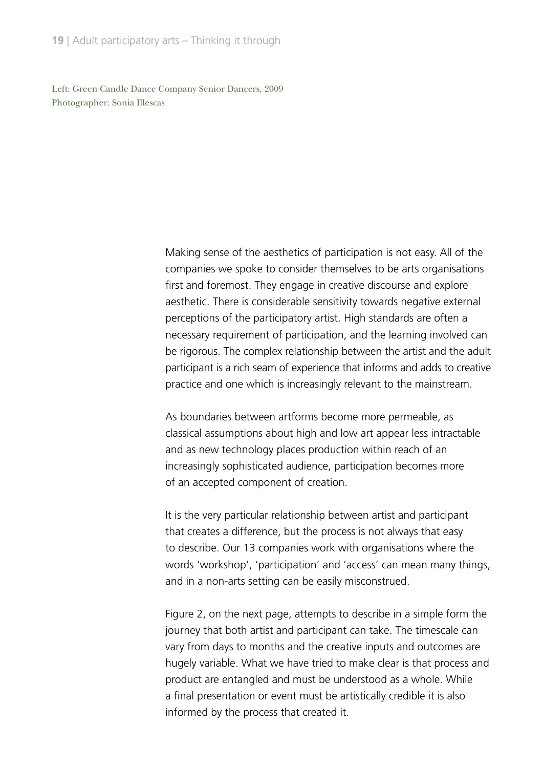Left: Green Candle Dance Company Senior Dancers, 2009
Photographer: Sonia Illescas

Making sense of the aesthetics of participation is not easy. All of the companies we spoke to consider themselves to be arts organisations first and foremost. They engage in creative discourse and explore aesthetic. There is considerable sensitivity towards negative external perceptions of the participatory artist. High standards are often a necessary requirement of participation, and the learning involved can be rigorous. The complex relationship between the artist and the adult participant is a rich seam of experience that informs and adds to creative practice and one which is increasingly relevant to the mainstream.

As boundaries between artforms become more permeable, as classical assumptions about high and low art appear less intractable and as new technology places production within reach of an increasingly sophisticated audience, participation becomes more of an accepted component of creation.

It is the very particular relationship between artist and participant that creates a difference, but the process is not always that easy to describe. Our 13 companies work with organisations where the words 'workshop', 'participation' and 'access' can mean many things, and in a non-arts setting can be easily misconstrued.

Figure 2, on the next page, attempts to describe in a simple form the journey that both artist and participant can take. The timescale can vary from days to months and the creative inputs and outcomes are hugely variable. What we have tried to make clear is that process and product are entangled and must be understood as a whole. While a final presentation or event must be artistically credible it is also informed by the process that created it.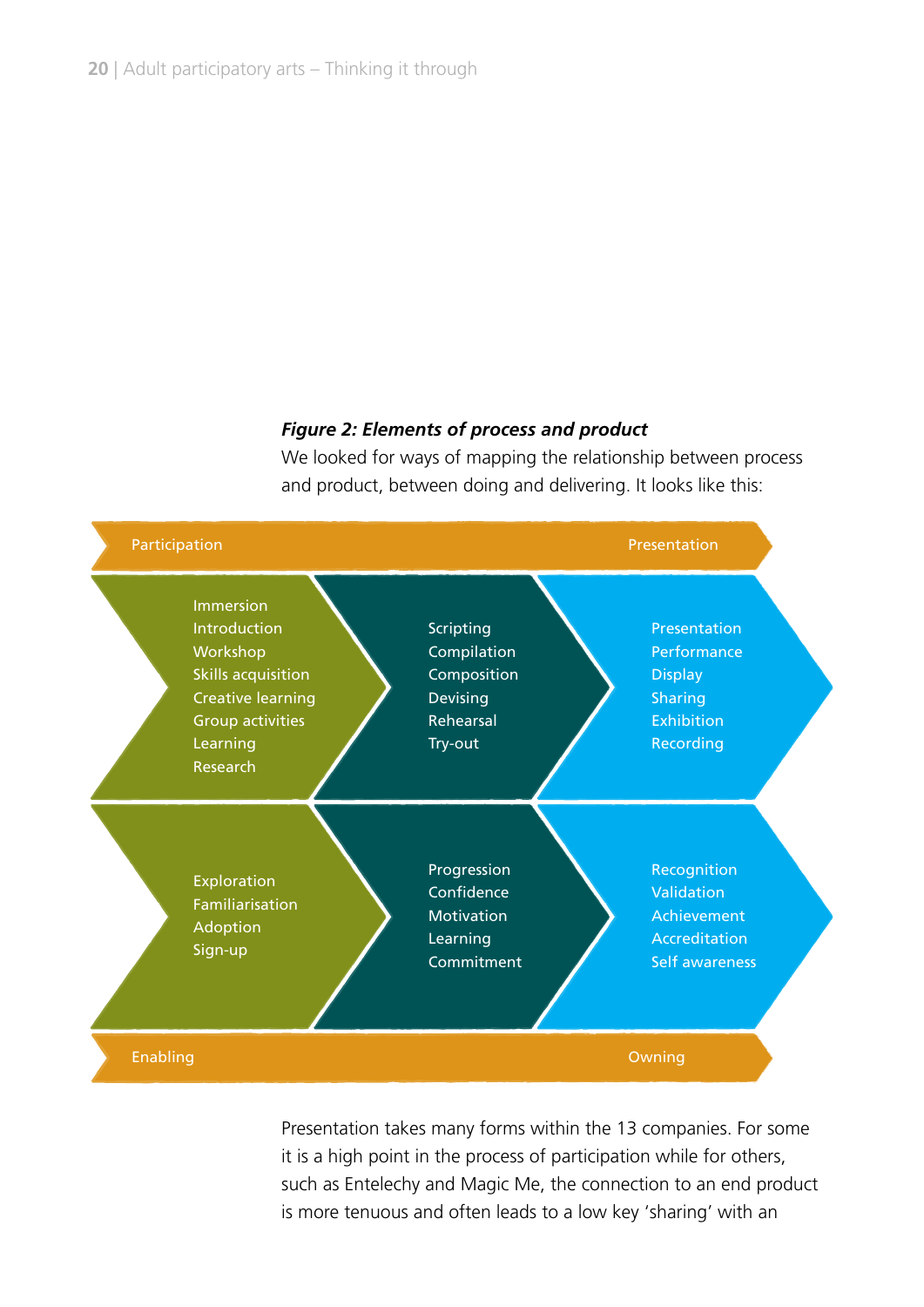***Figure 2: Elements of process and product***

We looked for ways of mapping the relationship between process and product, between doing and delivering. It looks like this:

| Participation | | Presentation |
|---|---|---|
| Immersion<br>Introduction<br>Workshop<br>Skills acquisition<br>Creative learning<br>Group activities<br>Learning<br>Research | Scripting<br>Compilation<br>Composition<br>Devising<br>Rehearsal<br>Try-out | Presentation<br>Performance<br>Display<br>Sharing<br>Exhibition<br>Recording |
| Exploration<br>Familiarisation<br>Adoption<br>Sign-up | Progression<br>Confidence<br>Motivation<br>Learning<br>Commitment | Recognition<br>Validation<br>Achievement<br>Accreditation<br>Self awareness |
| Enabling | | Owning |

Presentation takes many forms within the 13 companies. For some it is a high point in the process of participation while for others, such as Entelechy and Magic Me, the connection to an end product is more tenuous and often leads to a low key 'sharing' with an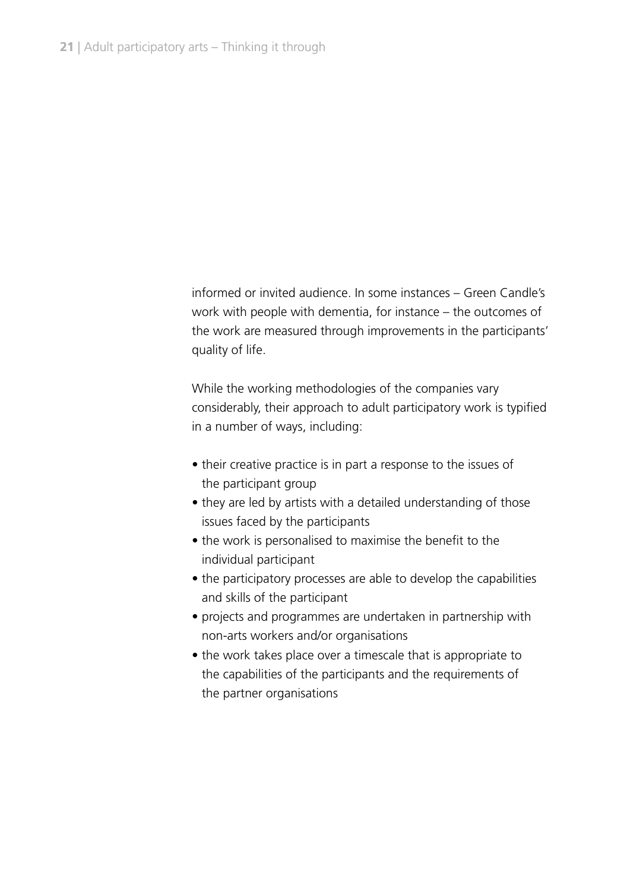informed or invited audience. In some instances – Green Candle's work with people with dementia, for instance – the outcomes of the work are measured through improvements in the participants' quality of life.

While the working methodologies of the companies vary considerably, their approach to adult participatory work is typified in a number of ways, including:

- their creative practice is in part a response to the issues of the participant group
- they are led by artists with a detailed understanding of those issues faced by the participants
- the work is personalised to maximise the benefit to the individual participant
- the participatory processes are able to develop the capabilities and skills of the participant
- projects and programmes are undertaken in partnership with non-arts workers and/or organisations
- the work takes place over a timescale that is appropriate to the capabilities of the participants and the requirements of the partner organisations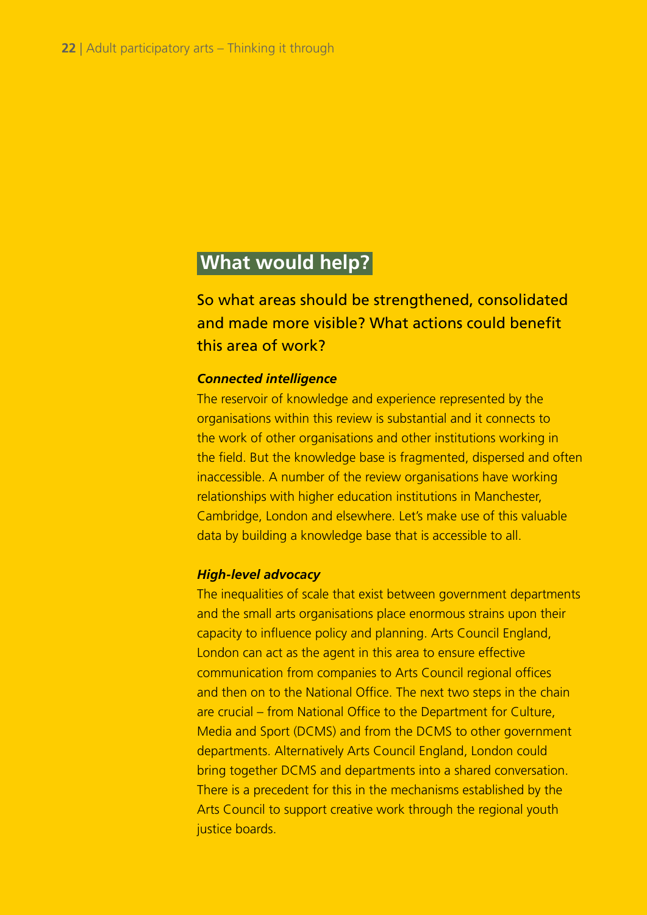## What would help?

So what areas should be strengthened, consolidated and made more visible? What actions could benefit this area of work?

***Connected intelligence***

The reservoir of knowledge and experience represented by the organisations within this review is substantial and it connects to the work of other organisations and other institutions working in the field. But the knowledge base is fragmented, dispersed and often inaccessible. A number of the review organisations have working relationships with higher education institutions in Manchester, Cambridge, London and elsewhere. Let's make use of this valuable data by building a knowledge base that is accessible to all.

***High-level advocacy***

The inequalities of scale that exist between government departments and the small arts organisations place enormous strains upon their capacity to influence policy and planning. Arts Council England, London can act as the agent in this area to ensure effective communication from companies to Arts Council regional offices and then on to the National Office. The next two steps in the chain are crucial – from National Office to the Department for Culture, Media and Sport (DCMS) and from the DCMS to other government departments. Alternatively Arts Council England, London could bring together DCMS and departments into a shared conversation. There is a precedent for this in the mechanisms established by the Arts Council to support creative work through the regional youth justice boards.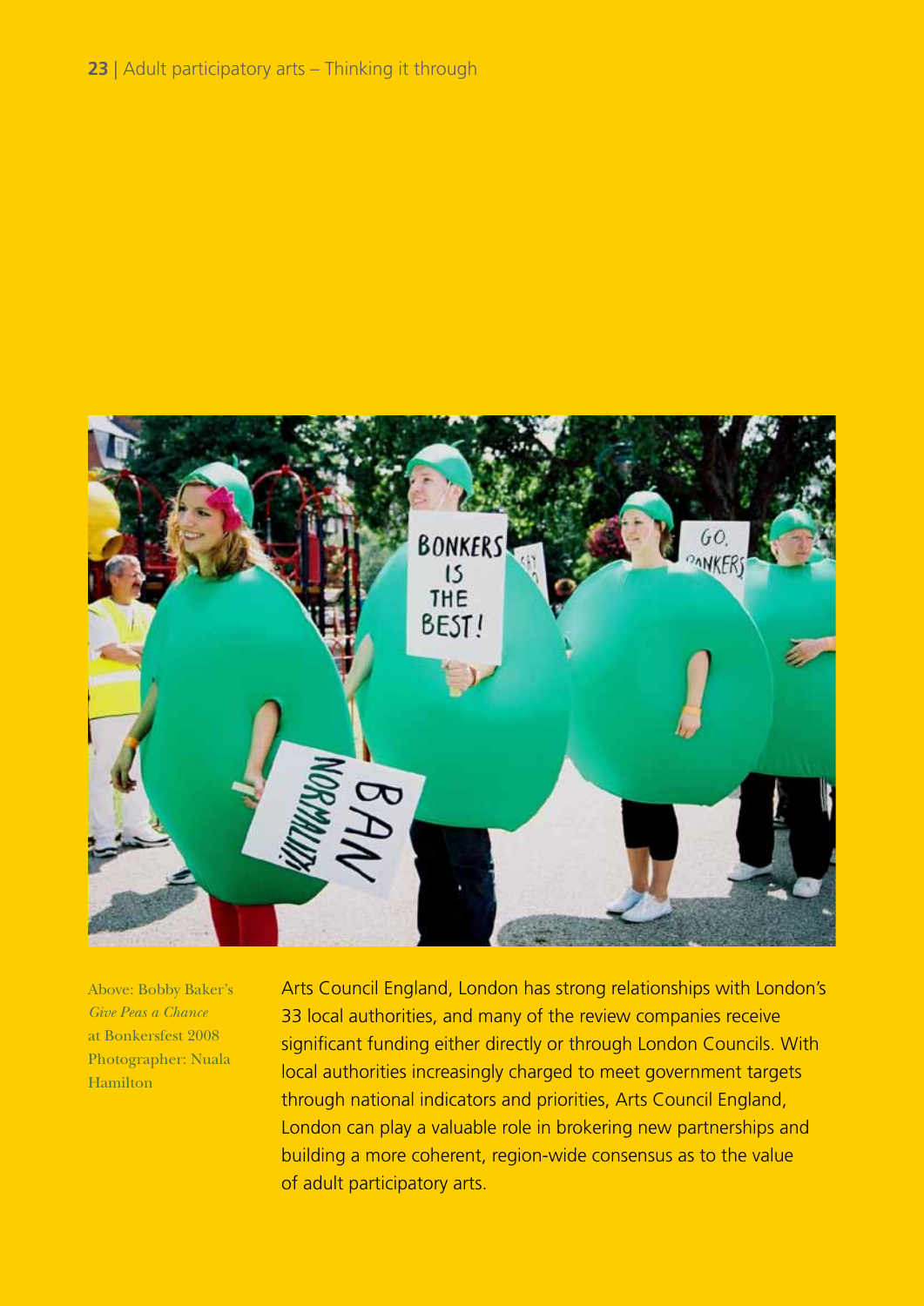Above: Bobby Baker's *Give Peas a Chance* at Bonkersfest 2008 Photographer: Nuala Hamilton

Arts Council England, London has strong relationships with London's 33 local authorities, and many of the review companies receive significant funding either directly or through London Councils. With local authorities increasingly charged to meet government targets through national indicators and priorities, Arts Council England, London can play a valuable role in brokering new partnerships and building a more coherent, region-wide consensus as to the value of adult participatory arts.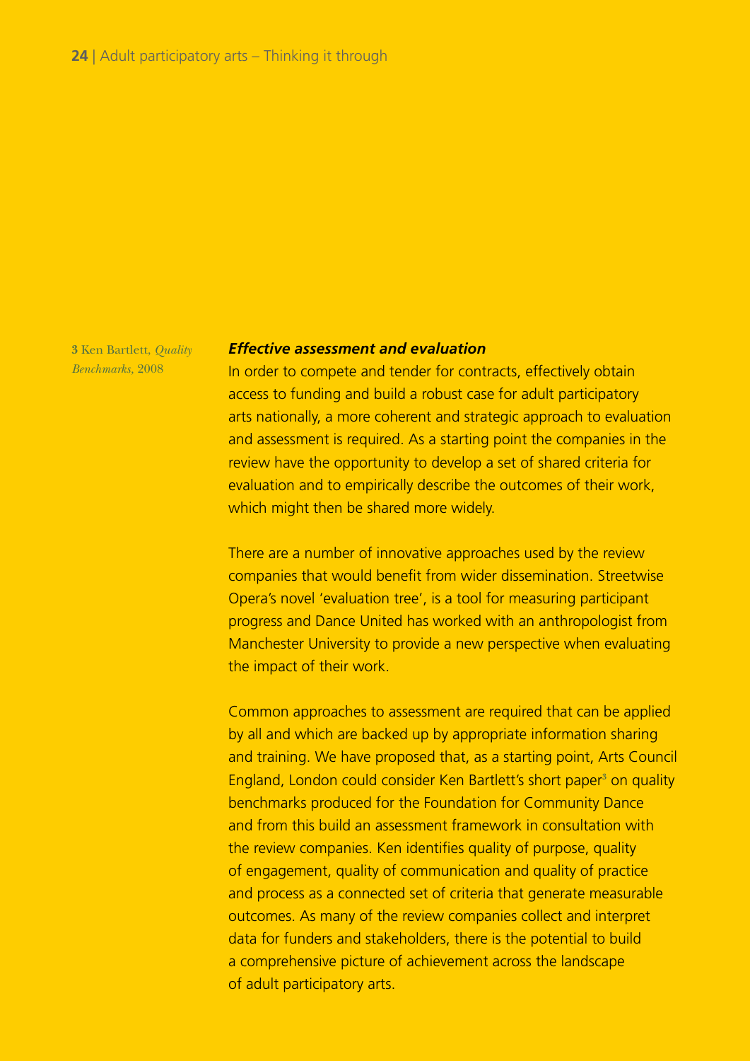### ***Effective assessment and evaluation***

In order to compete and tender for contracts, effectively obtain access to funding and build a robust case for adult participatory arts nationally, a more coherent and strategic approach to evaluation and assessment is required. As a starting point the companies in the review have the opportunity to develop a set of shared criteria for evaluation and to empirically describe the outcomes of their work, which might then be shared more widely.

There are a number of innovative approaches used by the review companies that would benefit from wider dissemination. Streetwise Opera's novel 'evaluation tree', is a tool for measuring participant progress and Dance United has worked with an anthropologist from Manchester University to provide a new perspective when evaluating the impact of their work.

Common approaches to assessment are required that can be applied by all and which are backed up by appropriate information sharing and training. We have proposed that, as a starting point, Arts Council England, London could consider Ken Bartlett's short paper[3] on quality benchmarks produced for the Foundation for Community Dance and from this build an assessment framework in consultation with the review companies. Ken identifies quality of purpose, quality of engagement, quality of communication and quality of practice and process as a connected set of criteria that generate measurable outcomes. As many of the review companies collect and interpret data for funders and stakeholders, there is the potential to build a comprehensive picture of achievement across the landscape of adult participatory arts.

3 Ken Bartlett, *Quality Benchmarks*, 2008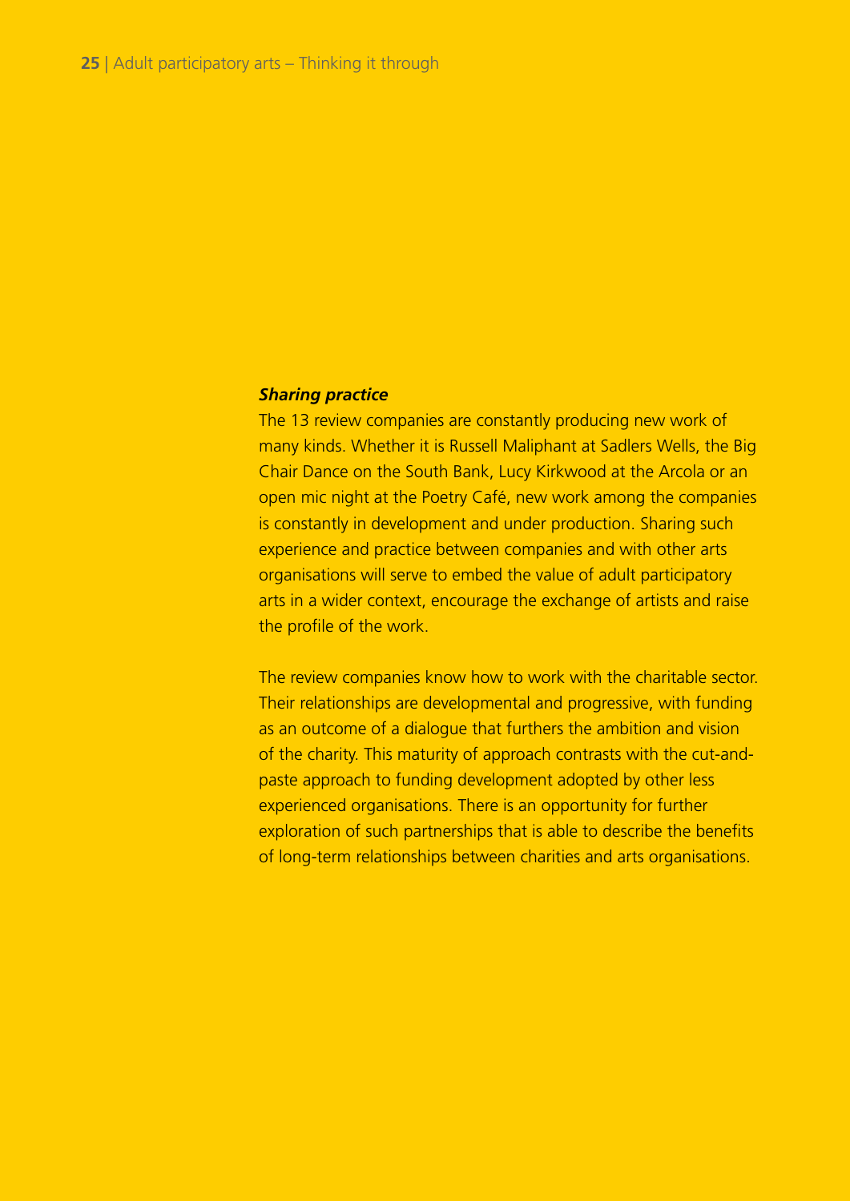***Sharing practice***

The 13 review companies are constantly producing new work of many kinds. Whether it is Russell Maliphant at Sadlers Wells, the Big Chair Dance on the South Bank, Lucy Kirkwood at the Arcola or an open mic night at the Poetry Café, new work among the companies is constantly in development and under production. Sharing such experience and practice between companies and with other arts organisations will serve to embed the value of adult participatory arts in a wider context, encourage the exchange of artists and raise the profile of the work.

The review companies know how to work with the charitable sector. Their relationships are developmental and progressive, with funding as an outcome of a dialogue that furthers the ambition and vision of the charity. This maturity of approach contrasts with the cut-and-paste approach to funding development adopted by other less experienced organisations. There is an opportunity for further exploration of such partnerships that is able to describe the benefits of long-term relationships between charities and arts organisations.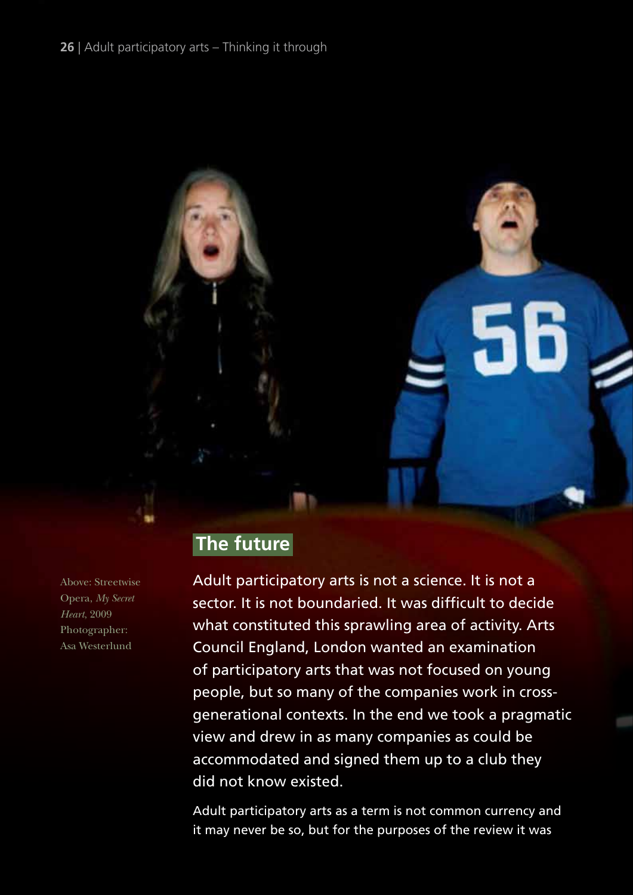Above: Streetwise Opera, *My Secret Heart*, 2009 Photographer: Asa Westerlund

## The future

Adult participatory arts is not a science. It is not a sector. It is not boundaried. It was difficult to decide what constituted this sprawling area of activity. Arts Council England, London wanted an examination of participatory arts that was not focused on young people, but so many of the companies work in cross-generational contexts. In the end we took a pragmatic view and drew in as many companies as could be accommodated and signed them up to a club they did not know existed.

Adult participatory arts as a term is not common currency and it may never be so, but for the purposes of the review it was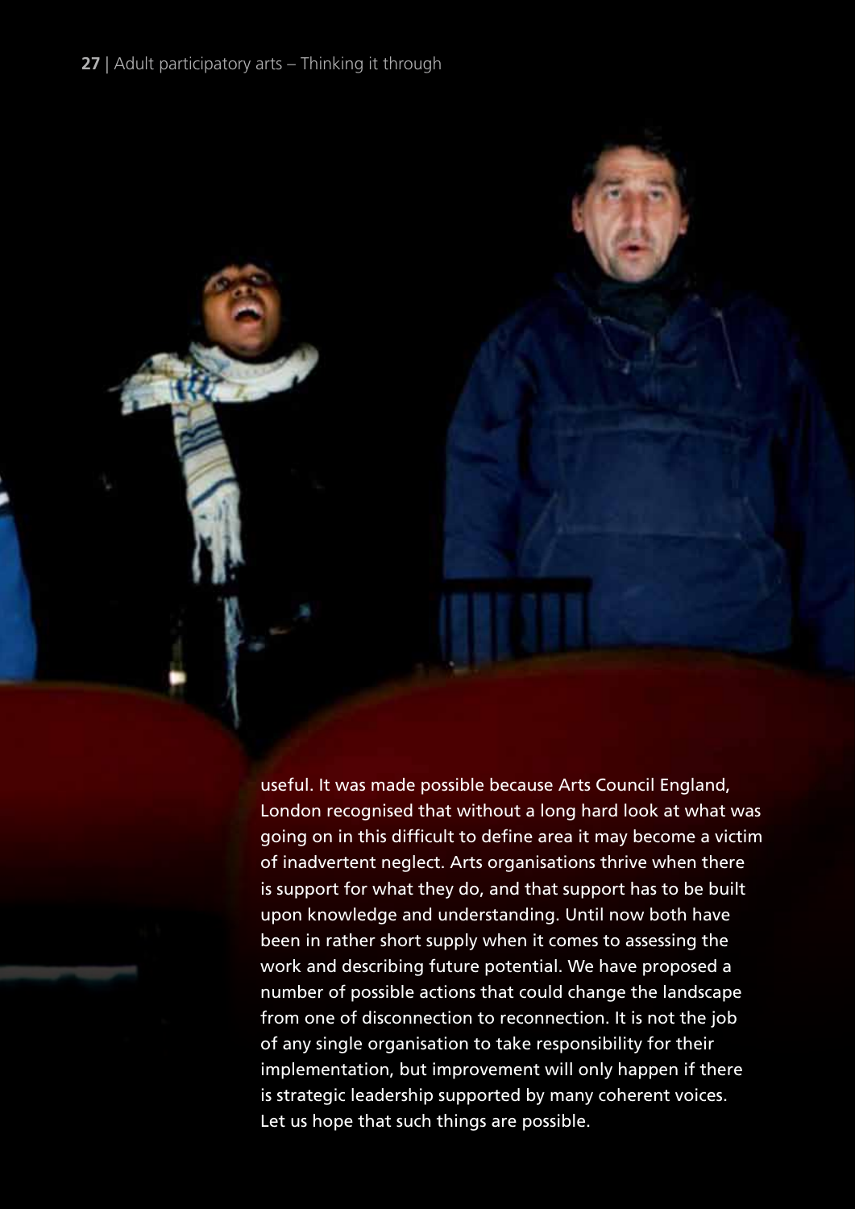useful. It was made possible because Arts Council England, London recognised that without a long hard look at what was going on in this difficult to define area it may become a victim of inadvertent neglect. Arts organisations thrive when there is support for what they do, and that support has to be built upon knowledge and understanding. Until now both have been in rather short supply when it comes to assessing the work and describing future potential. We have proposed a number of possible actions that could change the landscape from one of disconnection to reconnection. It is not the job of any single organisation to take responsibility for their implementation, but improvement will only happen if there is strategic leadership supported by many coherent voices. Let us hope that such things are possible.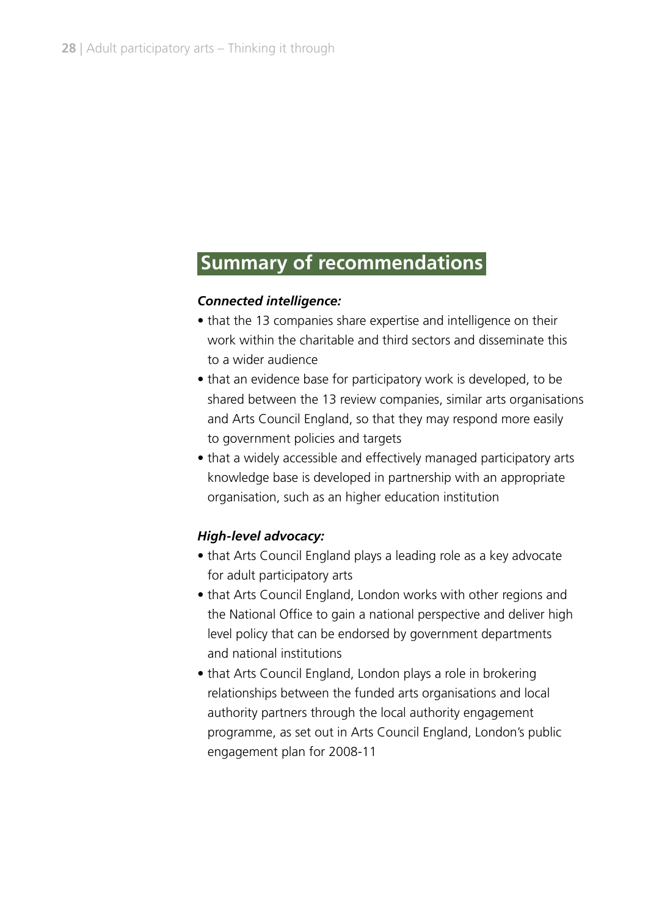## Summary of recommendations

***Connected intelligence:***

- that the 13 companies share expertise and intelligence on their work within the charitable and third sectors and disseminate this to a wider audience
- that an evidence base for participatory work is developed, to be shared between the 13 review companies, similar arts organisations and Arts Council England, so that they may respond more easily to government policies and targets
- that a widely accessible and effectively managed participatory arts knowledge base is developed in partnership with an appropriate organisation, such as an higher education institution

***High-level advocacy:***

- that Arts Council England plays a leading role as a key advocate for adult participatory arts
- that Arts Council England, London works with other regions and the National Office to gain a national perspective and deliver high level policy that can be endorsed by government departments and national institutions
- that Arts Council England, London plays a role in brokering relationships between the funded arts organisations and local authority partners through the local authority engagement programme, as set out in Arts Council England, London's public engagement plan for 2008-11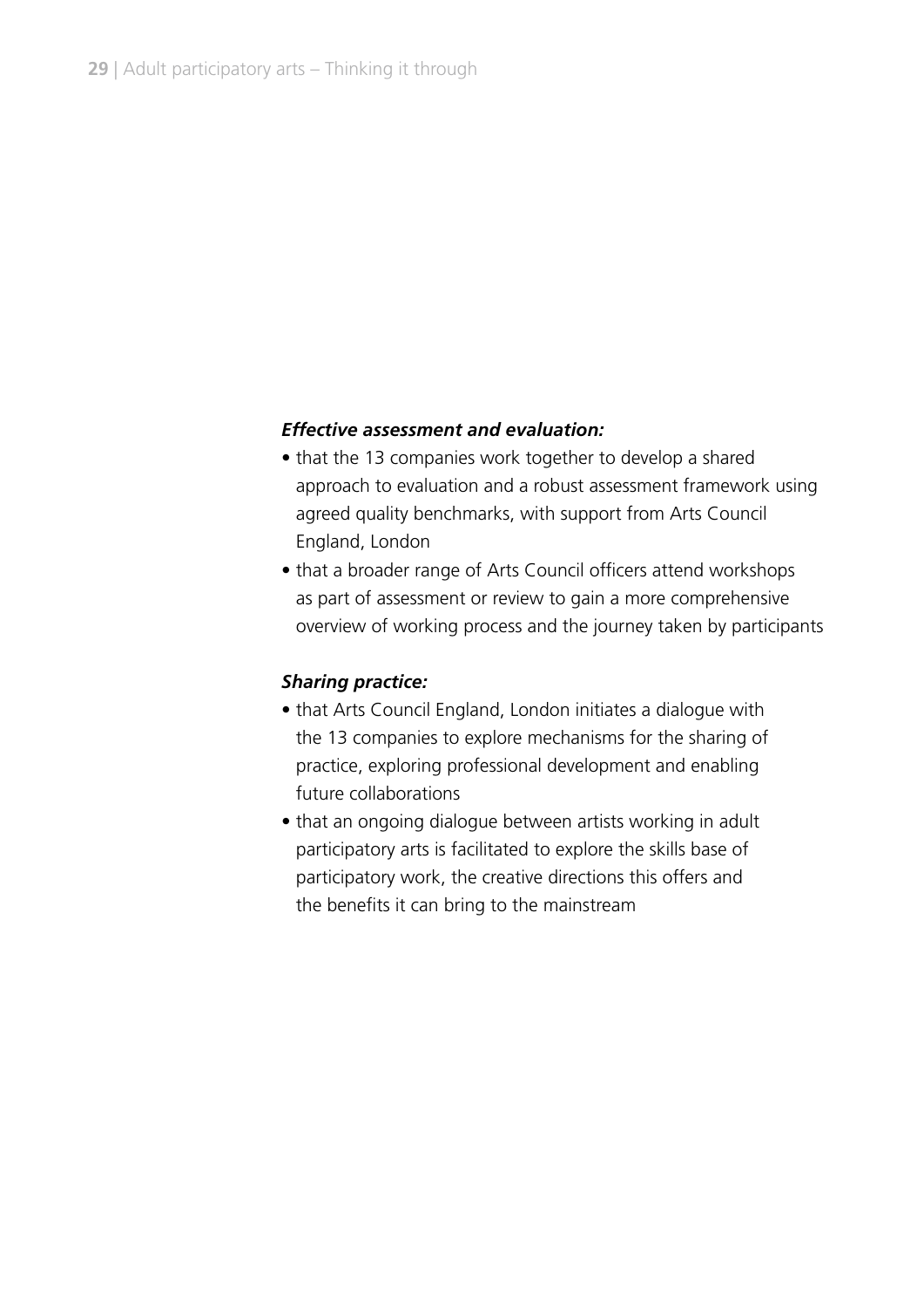***Effective assessment and evaluation:***

- that the 13 companies work together to develop a shared approach to evaluation and a robust assessment framework using agreed quality benchmarks, with support from Arts Council England, London
- that a broader range of Arts Council officers attend workshops as part of assessment or review to gain a more comprehensive overview of working process and the journey taken by participants

***Sharing practice:***

- that Arts Council England, London initiates a dialogue with the 13 companies to explore mechanisms for the sharing of practice, exploring professional development and enabling future collaborations
- that an ongoing dialogue between artists working in adult participatory arts is facilitated to explore the skills base of participatory work, the creative directions this offers and the benefits it can bring to the mainstream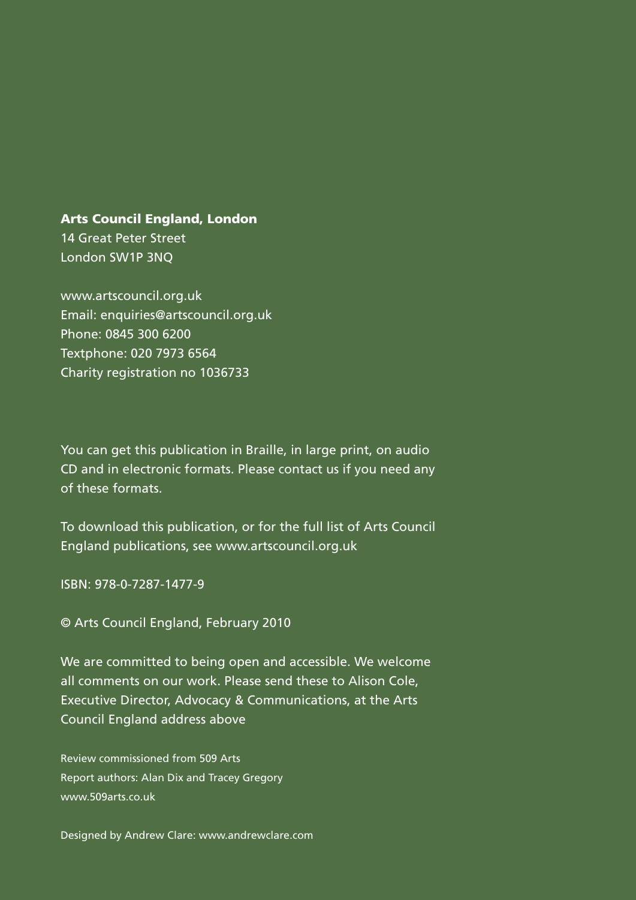**Arts Council England, London**
14 Great Peter Street
London SW1P 3NQ

www.artscouncil.org.uk
Email: enquiries@artscouncil.org.uk
Phone: 0845 300 6200
Textphone: 020 7973 6564
Charity registration no 1036733

You can get this publication in Braille, in large print, on audio CD and in electronic formats. Please contact us if you need any of these formats.

To download this publication, or for the full list of Arts Council England publications, see www.artscouncil.org.uk

ISBN: 978-0-7287-1477-9

© Arts Council England, February 2010

We are committed to being open and accessible. We welcome all comments on our work. Please send these to Alison Cole, Executive Director, Advocacy & Communications, at the Arts Council England address above

Review commissioned from 509 Arts
Report authors: Alan Dix and Tracey Gregory
www.509arts.co.uk

Designed by Andrew Clare: www.andrewclare.com